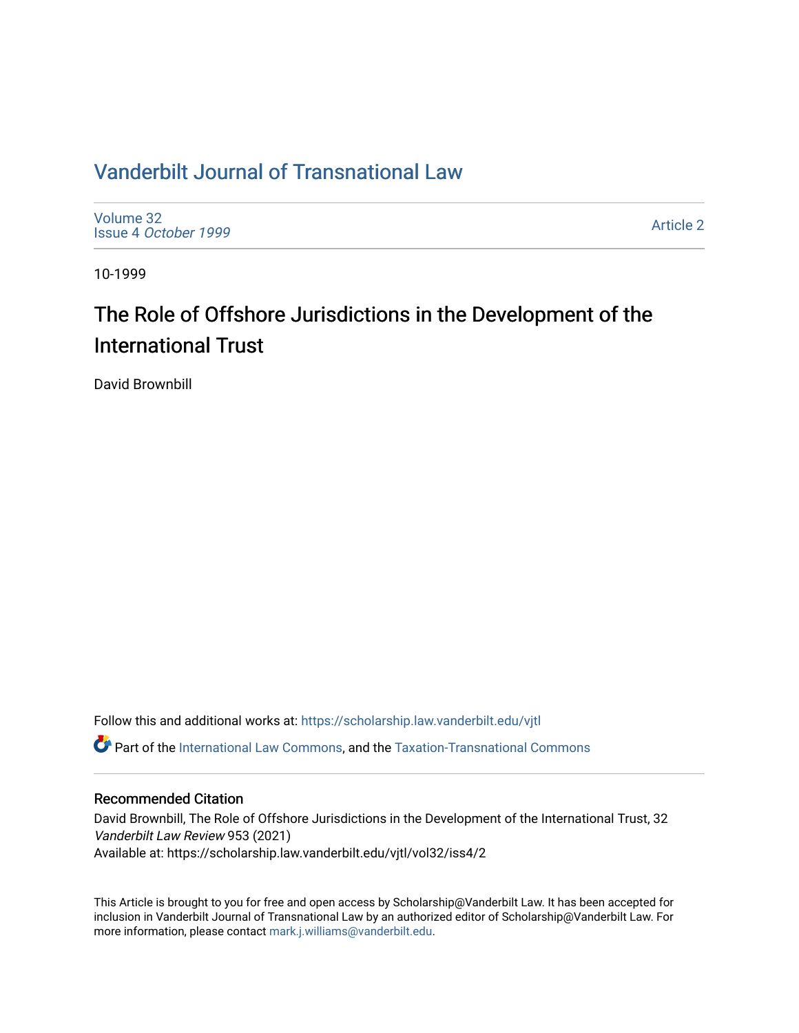# Vanderbilt Journal of Transnational Law

Volume 32
Issue 4 *October 1999*

Article 2

10-1999

## The Role of Offshore Jurisdictions in the Development of the International Trust

David Brownbill

Follow this and additional works at: https://scholarship.law.vanderbilt.edu/vjtl

Part of the International Law Commons, and the Taxation-Transnational Commons

### Recommended Citation

David Brownbill, The Role of Offshore Jurisdictions in the Development of the International Trust, 32 *Vanderbilt Law Review* 953 (2021)
Available at: https://scholarship.law.vanderbilt.edu/vjtl/vol32/iss4/2

This Article is brought to you for free and open access by Scholarship@Vanderbilt Law. It has been accepted for inclusion in Vanderbilt Journal of Transnational Law by an authorized editor of Scholarship@Vanderbilt Law. For more information, please contact mark.j.williams@vanderbilt.edu.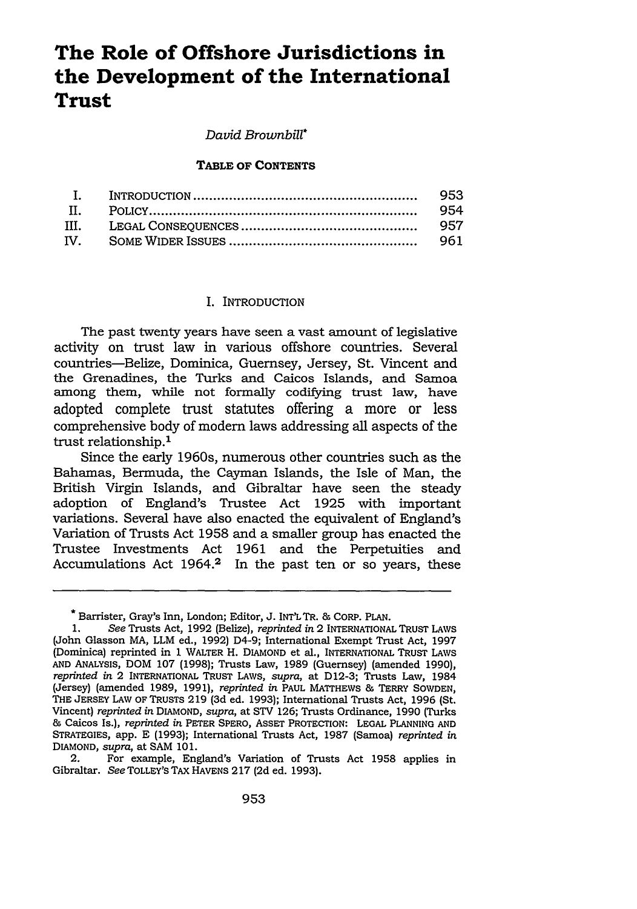# The Role of Offshore Jurisdictions in the Development of the International Trust

*David Brownbill*\*

**TABLE OF CONTENTS**

| | | |
|---|---|---|
| I. | INTRODUCTION | 953 |
| II. | POLICY | 954 |
| III. | LEGAL CONSEQUENCES | 957 |
| IV. | SOME WIDER ISSUES | 961 |

## I. INTRODUCTION

The past twenty years have seen a vast amount of legislative activity on trust law in various offshore countries. Several countries—Belize, Dominica, Guernsey, Jersey, St. Vincent and the Grenadines, the Turks and Caicos Islands, and Samoa among them, while not formally codifying trust law, have adopted complete trust statutes offering a more or less comprehensive body of modern laws addressing all aspects of the trust relationship.[1]

Since the early 1960s, numerous other countries such as the Bahamas, Bermuda, the Cayman Islands, the Isle of Man, the British Virgin Islands, and Gibraltar have seen the steady adoption of England's Trustee Act 1925 with important variations. Several have also enacted the equivalent of England's Variation of Trusts Act 1958 and a smaller group has enacted the Trustee Investments Act 1961 and the Perpetuities and Accumulations Act 1964.[2] In the past ten or so years, these

---

\* Barrister, Gray's Inn, London; Editor, J. INT'L TR. & CORP. PLAN.

1. *See* Trusts Act, 1992 (Belize), *reprinted in* 2 INTERNATIONAL TRUST LAWS (John Glasson MA, LLM ed., 1992) D4-9; International Exempt Trust Act, 1997 (Dominica) reprinted in 1 WALTER H. DIAMOND et al., INTERNATIONAL TRUST LAWS AND ANALYSIS, DOM 107 (1998); Trusts Law, 1989 (Guernsey) (amended 1990), *reprinted in* 2 INTERNATIONAL TRUST LAWS, *supra*, at D12-3; Trusts Law, 1984 (Jersey) (amended 1989, 1991), *reprinted in* PAUL MATTHEWS & TERRY SOWDEN, THE JERSEY LAW OF TRUSTS 219 (3d ed. 1993); International Trusts Act, 1996 (St. Vincent) *reprinted in* DIAMOND, *supra*, at STV 126; Trusts Ordinance, 1990 (Turks & Caicos Is.), *reprinted in* PETER SPERO, ASSET PROTECTION: LEGAL PLANNING AND STRATEGIES, app. E (1993); International Trusts Act, 1987 (Samoa) *reprinted in* DIAMOND, *supra*, at SAM 101.

2. For example, England's Variation of Trusts Act 1958 applies in Gibraltar. *See* TOLLEY'S TAX HAVENS 217 (2d ed. 1993).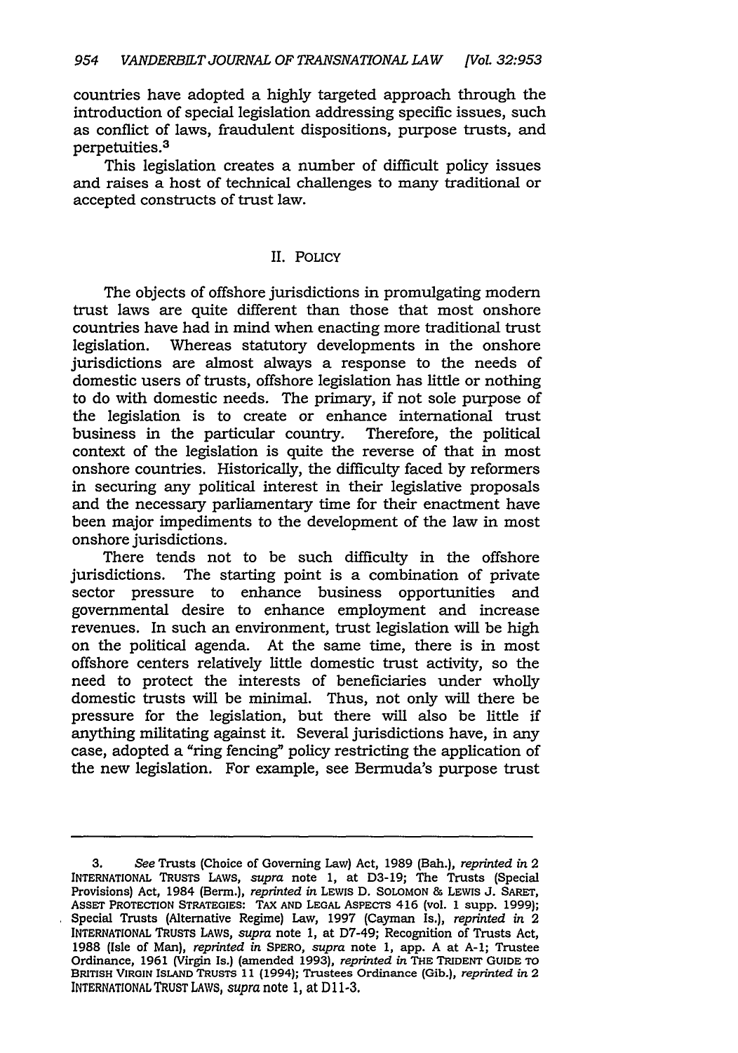countries have adopted a highly targeted approach through the introduction of special legislation addressing specific issues, such as conflict of laws, fraudulent dispositions, purpose trusts, and perpetuities.[3]

This legislation creates a number of difficult policy issues and raises a host of technical challenges to many traditional or accepted constructs of trust law.

## II. POLICY

The objects of offshore jurisdictions in promulgating modern trust laws are quite different than those that most onshore countries have had in mind when enacting more traditional trust legislation. Whereas statutory developments in the onshore jurisdictions are almost always a response to the needs of domestic users of trusts, offshore legislation has little or nothing to do with domestic needs. The primary, if not sole purpose of the legislation is to create or enhance international trust business in the particular country. Therefore, the political context of the legislation is quite the reverse of that in most onshore countries. Historically, the difficulty faced by reformers in securing any political interest in their legislative proposals and the necessary parliamentary time for their enactment have been major impediments to the development of the law in most onshore jurisdictions.

There tends not to be such difficulty in the offshore jurisdictions. The starting point is a combination of private sector pressure to enhance business opportunities and governmental desire to enhance employment and increase revenues. In such an environment, trust legislation will be high on the political agenda. At the same time, there is in most offshore centers relatively little domestic trust activity, so the need to protect the interests of beneficiaries under wholly domestic trusts will be minimal. Thus, not only will there be pressure for the legislation, but there will also be little if anything militating against it. Several jurisdictions have, in any case, adopted a "ring fencing" policy restricting the application of the new legislation. For example, see Bermuda's purpose trust

---

3. *See* Trusts (Choice of Governing Law) Act, 1989 (Bah.), *reprinted in* 2 INTERNATIONAL TRUSTS LAWS, *supra* note 1, at D3-19; The Trusts (Special Provisions) Act, 1984 (Berm.), *reprinted in* LEWIS D. SOLOMON & LEWIS J. SARET, ASSET PROTECTION STRATEGIES: TAX AND LEGAL ASPECTS 416 (vol. 1 supp. 1999); Special Trusts (Alternative Regime) Law, 1997 (Cayman Is.), *reprinted in* 2 INTERNATIONAL TRUSTS LAWS, *supra* note 1, at D7-49; Recognition of Trusts Act, 1988 (Isle of Man), *reprinted in* SPERO, *supra* note 1, app. A at A-1; Trustee Ordinance, 1961 (Virgin Is.) (amended 1993), *reprinted in* THE TRIDENT GUIDE TO BRITISH VIRGIN ISLAND TRUSTS 11 (1994); Trustees Ordinance (Gib.), *reprinted in* 2 INTERNATIONAL TRUST LAWS, *supra* note 1, at D11-3.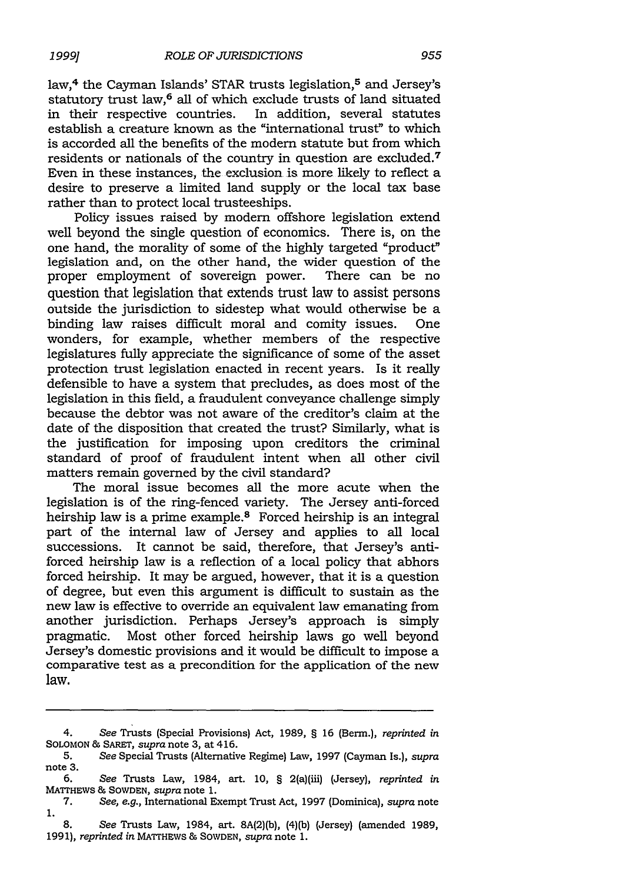law,[4] the Cayman Islands' STAR trusts legislation,[5] and Jersey's statutory trust law,[6] all of which exclude trusts of land situated in their respective countries. In addition, several statutes establish a creature known as the "international trust" to which is accorded all the benefits of the modern statute but from which residents or nationals of the country in question are excluded.[7] Even in these instances, the exclusion is more likely to reflect a desire to preserve a limited land supply or the local tax base rather than to protect local trusteeships.

Policy issues raised by modern offshore legislation extend well beyond the single question of economics. There is, on the one hand, the morality of some of the highly targeted "product" legislation and, on the other hand, the wider question of the proper employment of sovereign power. There can be no question that legislation that extends trust law to assist persons outside the jurisdiction to sidestep what would otherwise be a binding law raises difficult moral and comity issues. One wonders, for example, whether members of the respective legislatures fully appreciate the significance of some of the asset protection trust legislation enacted in recent years. Is it really defensible to have a system that precludes, as does most of the legislation in this field, a fraudulent conveyance challenge simply because the debtor was not aware of the creditor's claim at the date of the disposition that created the trust? Similarly, what is the justification for imposing upon creditors the criminal standard of proof of fraudulent intent when all other civil matters remain governed by the civil standard?

The moral issue becomes all the more acute when the legislation is of the ring-fenced variety. The Jersey anti-forced heirship law is a prime example.[8] Forced heirship is an integral part of the internal law of Jersey and applies to all local successions. It cannot be said, therefore, that Jersey's anti-forced heirship law is a reflection of a local policy that abhors forced heirship. It may be argued, however, that it is a question of degree, but even this argument is difficult to sustain as the new law is effective to override an equivalent law emanating from another jurisdiction. Perhaps Jersey's approach is simply pragmatic. Most other forced heirship laws go well beyond Jersey's domestic provisions and it would be difficult to impose a comparative test as a precondition for the application of the new law.

---

4. *See* Trusts (Special Provisions) Act, 1989, § 16 (Berm.), *reprinted in* SOLOMON & SARET, *supra* note 3, at 416.

5. *See* Special Trusts (Alternative Regime) Law, 1997 (Cayman Is.), *supra* note 3.

6. *See* Trusts Law, 1984, art. 10, § 2(a)(iii) (Jersey), *reprinted in* MATTHEWS & SOWDEN, *supra* note 1.

7. *See, e.g.*, International Exempt Trust Act, 1997 (Dominica), *supra* note 1.

8. *See* Trusts Law, 1984, art. 8A(2)(b), (4)(b) (Jersey) (amended 1989, 1991), *reprinted in* MATTHEWS & SOWDEN, *supra* note 1.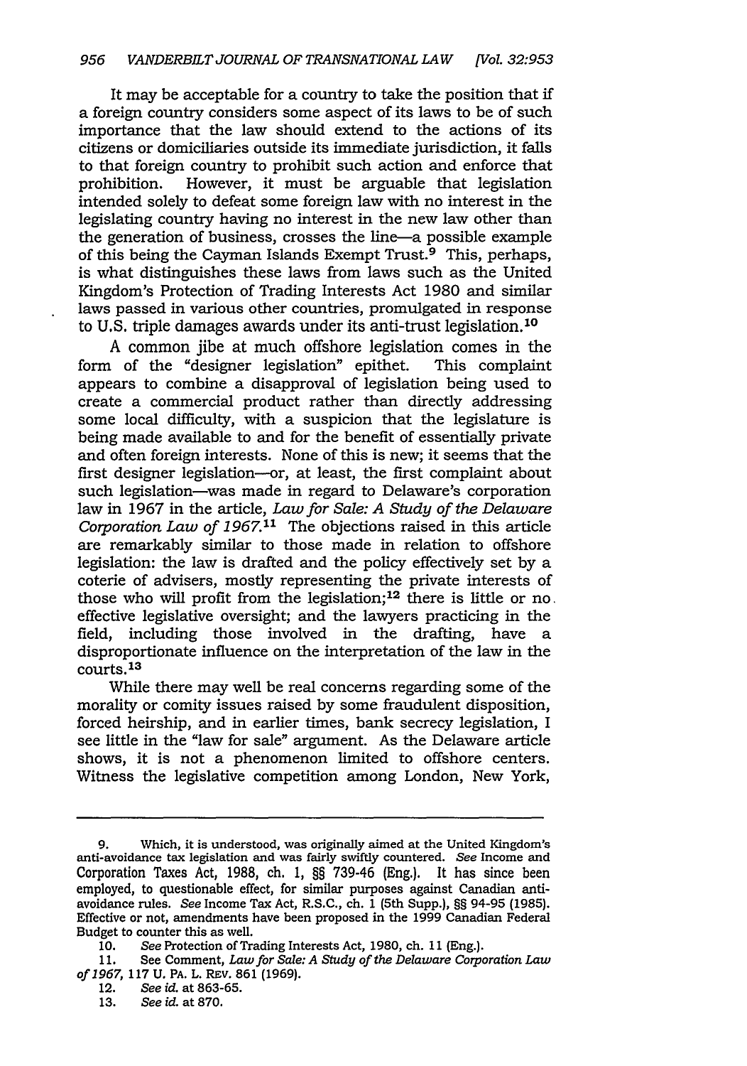It may be acceptable for a country to take the position that if a foreign country considers some aspect of its laws to be of such importance that the law should extend to the actions of its citizens or domiciliaries outside its immediate jurisdiction, it falls to that foreign country to prohibit such action and enforce that prohibition. However, it must be arguable that legislation intended solely to defeat some foreign law with no interest in the legislating country having no interest in the new law other than the generation of business, crosses the line—a possible example of this being the Cayman Islands Exempt Trust.[9] This, perhaps, is what distinguishes these laws from laws such as the United Kingdom's Protection of Trading Interests Act 1980 and similar laws passed in various other countries, promulgated in response to U.S. triple damages awards under its anti-trust legislation.[10]

A common jibe at much offshore legislation comes in the form of the "designer legislation" epithet. This complaint appears to combine a disapproval of legislation being used to create a commercial product rather than directly addressing some local difficulty, with a suspicion that the legislature is being made available to and for the benefit of essentially private and often foreign interests. None of this is new; it seems that the first designer legislation—or, at least, the first complaint about such legislation—was made in regard to Delaware's corporation law in 1967 in the article, *Law for Sale: A Study of the Delaware Corporation Law of 1967*.[11] The objections raised in this article are remarkably similar to those made in relation to offshore legislation: the law is drafted and the policy effectively set by a coterie of advisers, mostly representing the private interests of those who will profit from the legislation;[12] there is little or no effective legislative oversight; and the lawyers practicing in the field, including those involved in the drafting, have a disproportionate influence on the interpretation of the law in the courts.[13]

While there may well be real concerns regarding some of the morality or comity issues raised by some fraudulent disposition, forced heirship, and in earlier times, bank secrecy legislation, I see little in the "law for sale" argument. As the Delaware article shows, it is not a phenomenon limited to offshore centers. Witness the legislative competition among London, New York,

---

9. Which, it is understood, was originally aimed at the United Kingdom's anti-avoidance tax legislation and was fairly swiftly countered. *See* Income and Corporation Taxes Act, 1988, ch. 1, §§ 739-46 (Eng.). It has since been employed, to questionable effect, for similar purposes against Canadian anti-avoidance rules. *See* Income Tax Act, R.S.C., ch. 1 (5th Supp.), §§ 94-95 (1985). Effective or not, amendments have been proposed in the 1999 Canadian Federal Budget to counter this as well.

10. *See* Protection of Trading Interests Act, 1980, ch. 11 (Eng.).

11. See Comment, *Law for Sale: A Study of the Delaware Corporation Law of 1967*, 117 U. PA. L. REV. 861 (1969).

12. *See id.* at 863-65.

13. *See id.* at 870.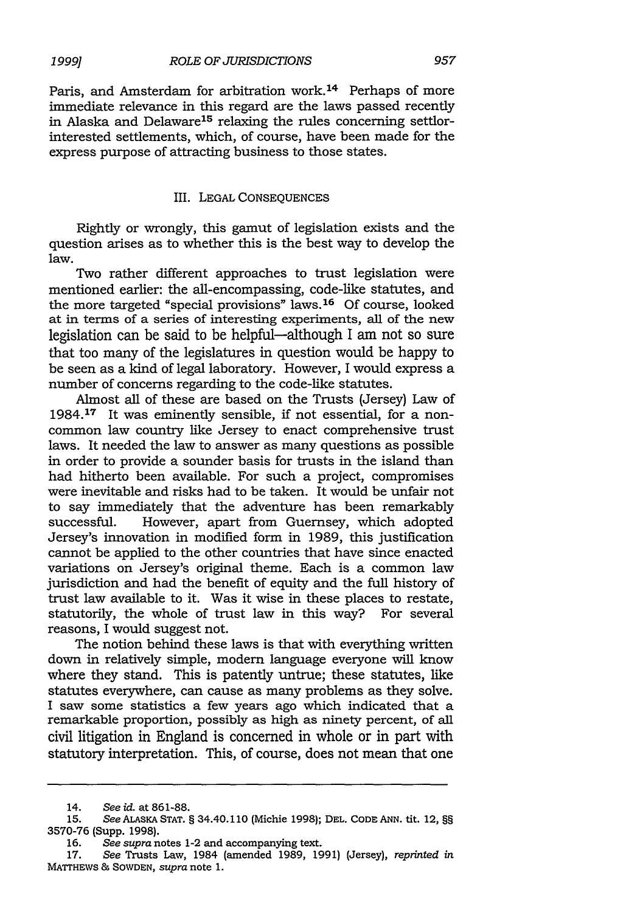Paris, and Amsterdam for arbitration work.[14] Perhaps of more immediate relevance in this regard are the laws passed recently in Alaska and Delaware[15] relaxing the rules concerning settlor-interested settlements, which, of course, have been made for the express purpose of attracting business to those states.

## III. LEGAL CONSEQUENCES

Rightly or wrongly, this gamut of legislation exists and the question arises as to whether this is the best way to develop the law.

Two rather different approaches to trust legislation were mentioned earlier: the all-encompassing, code-like statutes, and the more targeted "special provisions" laws.[16] Of course, looked at in terms of a series of interesting experiments, all of the new legislation can be said to be helpful—although I am not so sure that too many of the legislatures in question would be happy to be seen as a kind of legal laboratory. However, I would express a number of concerns regarding to the code-like statutes.

Almost all of these are based on the Trusts (Jersey) Law of 1984.[17] It was eminently sensible, if not essential, for a non-common law country like Jersey to enact comprehensive trust laws. It needed the law to answer as many questions as possible in order to provide a sounder basis for trusts in the island than had hitherto been available. For such a project, compromises were inevitable and risks had to be taken. It would be unfair not to say immediately that the adventure has been remarkably successful. However, apart from Guernsey, which adopted Jersey's innovation in modified form in 1989, this justification cannot be applied to the other countries that have since enacted variations on Jersey's original theme. Each is a common law jurisdiction and had the benefit of equity and the full history of trust law available to it. Was it wise in these places to restate, statutorily, the whole of trust law in this way? For several reasons, I would suggest not.

The notion behind these laws is that with everything written down in relatively simple, modern language everyone will know where they stand. This is patently untrue; these statutes, like statutes everywhere, can cause as many problems as they solve. I saw some statistics a few years ago which indicated that a remarkable proportion, possibly as high as ninety percent, of all civil litigation in England is concerned in whole or in part with statutory interpretation. This, of course, does not mean that one

---

14. *See id.* at 861-88.

15. *See* ALASKA STAT. § 34.40.110 (Michie 1998); DEL. CODE ANN. tit. 12, §§ 3570-76 (Supp. 1998).

16. *See supra* notes 1-2 and accompanying text.

17. *See* Trusts Law, 1984 (amended 1989, 1991) (Jersey), *reprinted in* MATTHEWS & SOWDEN, *supra* note 1.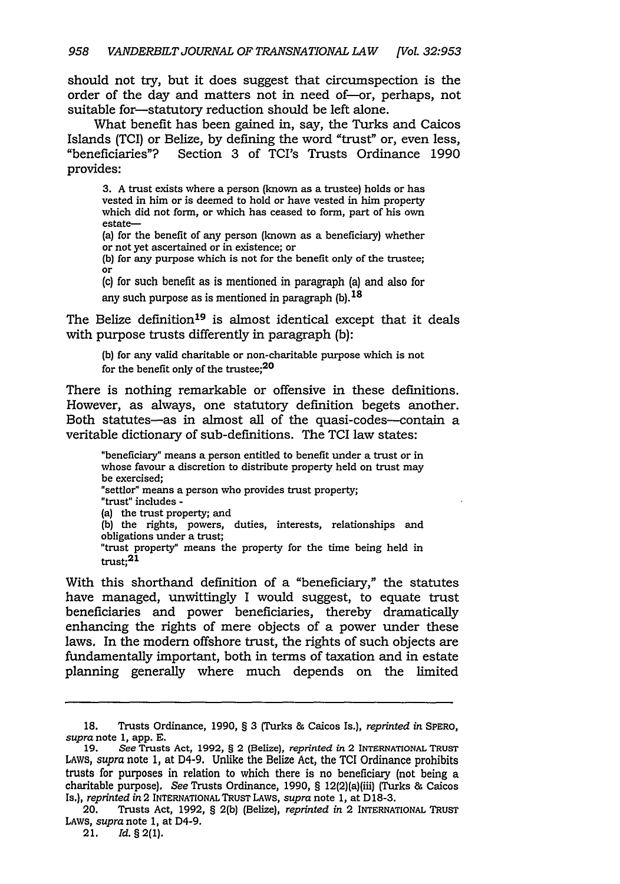should not try, but it does suggest that circumspection is the order of the day and matters not in need of—or, perhaps, not suitable for—statutory reduction should be left alone.

What benefit has been gained in, say, the Turks and Caicos Islands (TCI) or Belize, by defining the word "trust" or, even less, "beneficiaries"? Section 3 of TCI's Trusts Ordinance 1990 provides:

> 3. A trust exists where a person (known as a trustee) holds or has vested in him or is deemed to hold or have vested in him property which did not form, or which has ceased to form, part of his own estate—
>
> (a) for the benefit of any person (known as a beneficiary) whether or not yet ascertained or in existence; or
>
> (b) for any purpose which is not for the benefit only of the trustee; or
>
> (c) for such benefit as is mentioned in paragraph (a) and also for any such purpose as is mentioned in paragraph (b).[18]

The Belize definition[19] is almost identical except that it deals with purpose trusts differently in paragraph (b):

> (b) for any valid charitable or non-charitable purpose which is not for the benefit only of the trustee;[20]

There is nothing remarkable or offensive in these definitions. However, as always, one statutory definition begets another. Both statutes—as in almost all of the quasi-codes—contain a veritable dictionary of sub-definitions. The TCI law states:

> "beneficiary" means a person entitled to benefit under a trust or in whose favour a discretion to distribute property held on trust may be exercised;
>
> "settlor" means a person who provides trust property;
>
> "trust" includes -
>
> (a) the trust property; and
>
> (b) the rights, powers, duties, interests, relationships and obligations under a trust;
>
> "trust property" means the property for the time being held in trust;[21]

With this shorthand definition of a "beneficiary," the statutes have managed, unwittingly I would suggest, to equate trust beneficiaries and power beneficiaries, thereby dramatically enhancing the rights of mere objects of a power under these laws. In the modern offshore trust, the rights of such objects are fundamentally important, both in terms of taxation and in estate planning generally where much depends on the limited

---

18. Trusts Ordinance, 1990, § 3 (Turks & Caicos Is.), *reprinted in* SPERO, *supra* note 1, app. E.

19. *See* Trusts Act, 1992, § 2 (Belize), *reprinted in* 2 INTERNATIONAL TRUST LAWS, *supra* note 1, at D4-9. Unlike the Belize Act, the TCI Ordinance prohibits trusts for purposes in relation to which there is no beneficiary (not being a charitable purpose). *See* Trusts Ordinance, 1990, § 12(2)(a)(iii) (Turks & Caicos Is.), *reprinted in* 2 INTERNATIONAL TRUST LAWS, *supra* note 1, at D18-3.

20. Trusts Act, 1992, § 2(b) (Belize), *reprinted in* 2 INTERNATIONAL TRUST LAWS, *supra* note 1, at D4-9.

21. *Id.* § 2(1).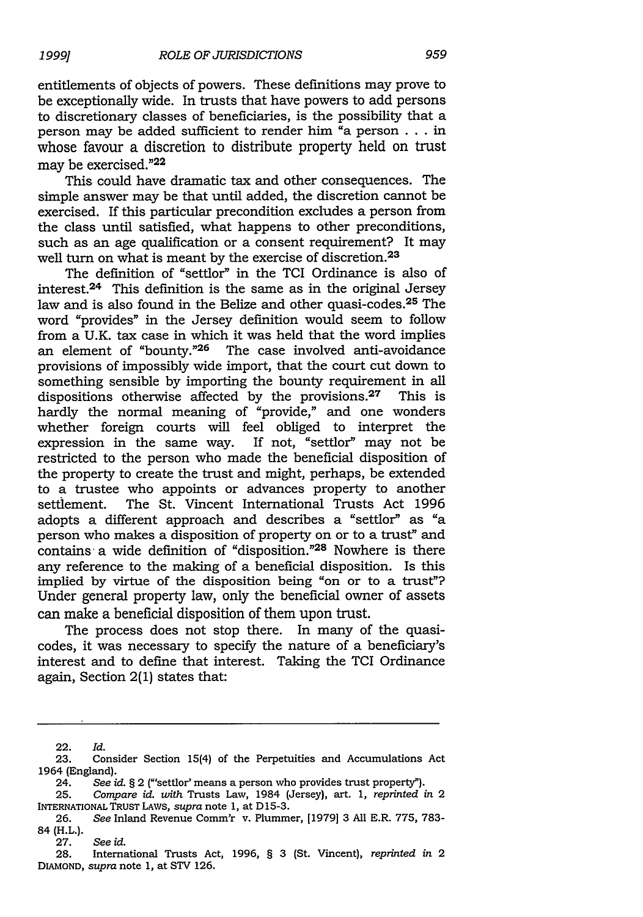entitlements of objects of powers. These definitions may prove to be exceptionally wide. In trusts that have powers to add persons to discretionary classes of beneficiaries, is the possibility that a person may be added sufficient to render him "a person . . . in whose favour a discretion to distribute property held on trust may be exercised."[22]

This could have dramatic tax and other consequences. The simple answer may be that until added, the discretion cannot be exercised. If this particular precondition excludes a person from the class until satisfied, what happens to other preconditions, such as an age qualification or a consent requirement? It may well turn on what is meant by the exercise of discretion.[23]

The definition of "settlor" in the TCI Ordinance is also of interest.[24] This definition is the same as in the original Jersey law and is also found in the Belize and other quasi-codes.[25] The word "provides" in the Jersey definition would seem to follow from a U.K. tax case in which it was held that the word implies an element of "bounty."[26] The case involved anti-avoidance provisions of impossibly wide import, that the court cut down to something sensible by importing the bounty requirement in all dispositions otherwise affected by the provisions.[27] This is hardly the normal meaning of "provide," and one wonders whether foreign courts will feel obliged to interpret the expression in the same way. If not, "settlor" may not be restricted to the person who made the beneficial disposition of the property to create the trust and might, perhaps, be extended to a trustee who appoints or advances property to another settlement. The St. Vincent International Trusts Act 1996 adopts a different approach and describes a "settlor" as "a person who makes a disposition of property on or to a trust" and contains a wide definition of "disposition."[28] Nowhere is there any reference to the making of a beneficial disposition. Is this implied by virtue of the disposition being "on or to a trust"? Under general property law, only the beneficial owner of assets can make a beneficial disposition of them upon trust.

The process does not stop there. In many of the quasi-codes, it was necessary to specify the nature of a beneficiary's interest and to define that interest. Taking the TCI Ordinance again, Section 2(1) states that:

---

22. *Id.*

23. Consider Section 15(4) of the Perpetuities and Accumulations Act 1964 (England).

24. *See id.* § 2 ("'settlor' means a person who provides trust property").

25. *Compare id. with* Trusts Law, 1984 (Jersey), art. 1, *reprinted in* 2 INTERNATIONAL TRUST LAWS, *supra* note 1, at D15-3.

26. *See* Inland Revenue Comm'r v. Plummer, [1979] 3 All E.R. 775, 783-84 (H.L.).

27. *See id.*

28. International Trusts Act, 1996, § 3 (St. Vincent), *reprinted in* 2 DIAMOND, *supra* note 1, at STV 126.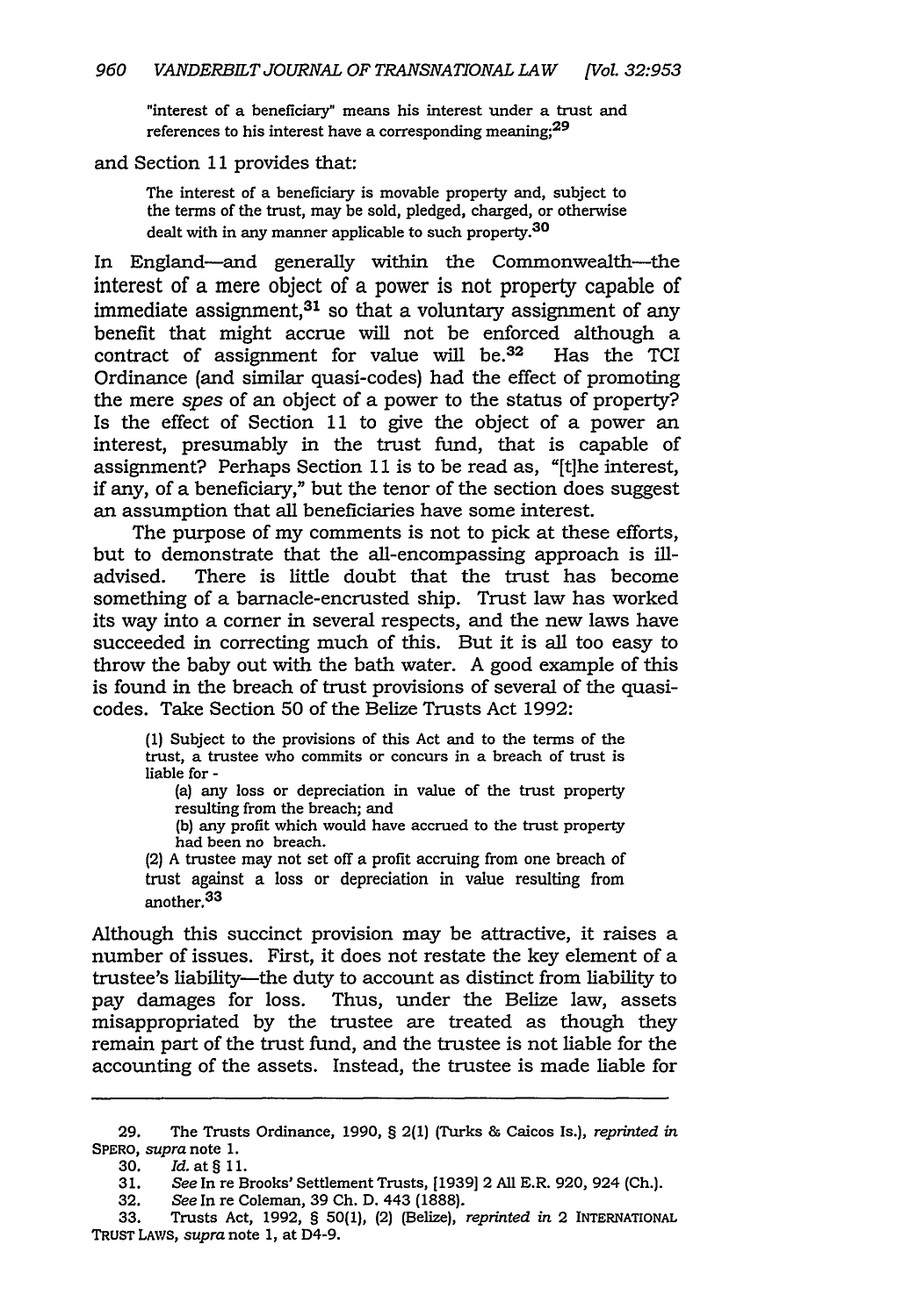> "interest of a beneficiary" means his interest under a trust and references to his interest have a corresponding meaning;[29]

and Section 11 provides that:

> The interest of a beneficiary is movable property and, subject to the terms of the trust, may be sold, pledged, charged, or otherwise dealt with in any manner applicable to such property.[30]

In England—and generally within the Commonwealth—the interest of a mere object of a power is not property capable of immediate assignment,[31] so that a voluntary assignment of any benefit that might accrue will not be enforced although a contract of assignment for value will be.[32] Has the TCI Ordinance (and similar quasi-codes) had the effect of promoting the mere *spes* of an object of a power to the status of property? Is the effect of Section 11 to give the object of a power an interest, presumably in the trust fund, that is capable of assignment? Perhaps Section 11 is to be read as, "[t]he interest, if any, of a beneficiary," but the tenor of the section does suggest an assumption that all beneficiaries have some interest.

The purpose of my comments is not to pick at these efforts, but to demonstrate that the all-encompassing approach is ill-advised. There is little doubt that the trust has become something of a barnacle-encrusted ship. Trust law has worked its way into a corner in several respects, and the new laws have succeeded in correcting much of this. But it is all too easy to throw the baby out with the bath water. A good example of this is found in the breach of trust provisions of several of the quasi-codes. Take Section 50 of the Belize Trusts Act 1992:

> (1) Subject to the provisions of this Act and to the terms of the trust, a trustee who commits or concurs in a breach of trust is liable for -
>
> (a) any loss or depreciation in value of the trust property resulting from the breach; and
>
> (b) any profit which would have accrued to the trust property had been no breach.
>
> (2) A trustee may not set off a profit accruing from one breach of trust against a loss or depreciation in value resulting from another.[33]

Although this succinct provision may be attractive, it raises a number of issues. First, it does not restate the key element of a trustee's liability—the duty to account as distinct from liability to pay damages for loss. Thus, under the Belize law, assets misappropriated by the trustee are treated as though they remain part of the trust fund, and the trustee is not liable for the accounting of the assets. Instead, the trustee is made liable for

---

29. The Trusts Ordinance, 1990, § 2(1) (Turks & Caicos Is.), *reprinted in* SPERO, *supra* note 1.

30. *Id.* at § 11.

31. *See* In re Brooks' Settlement Trusts, [1939] 2 All E.R. 920, 924 (Ch.).

32. *See* In re Coleman, 39 Ch. D. 443 (1888).

33. Trusts Act, 1992, § 50(1), (2) (Belize), *reprinted in* 2 INTERNATIONAL TRUST LAWS, *supra* note 1, at D4-9.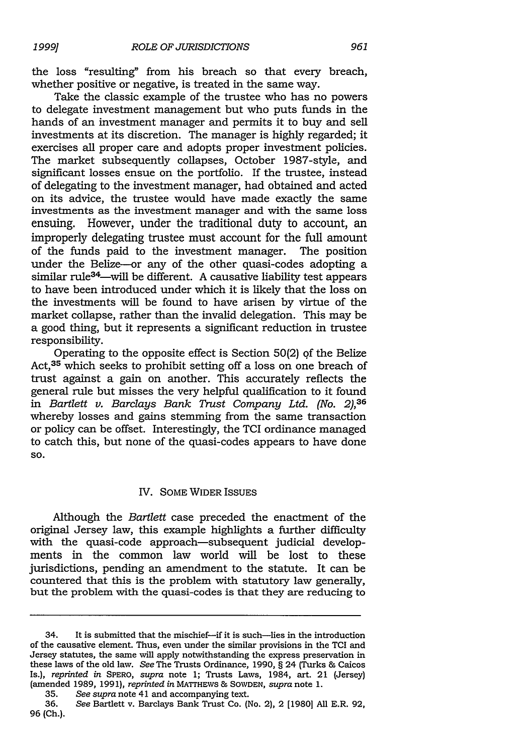the loss "resulting" from his breach so that every breach, whether positive or negative, is treated in the same way.

Take the classic example of the trustee who has no powers to delegate investment management but who puts funds in the hands of an investment manager and permits it to buy and sell investments at its discretion. The manager is highly regarded; it exercises all proper care and adopts proper investment policies. The market subsequently collapses, October 1987-style, and significant losses ensue on the portfolio. If the trustee, instead of delegating to the investment manager, had obtained and acted on its advice, the trustee would have made exactly the same investments as the investment manager and with the same loss ensuing. However, under the traditional duty to account, an improperly delegating trustee must account for the full amount of the funds paid to the investment manager. The position under the Belize—or any of the other quasi-codes adopting a similar rule[34]—will be different. A causative liability test appears to have been introduced under which it is likely that the loss on the investments will be found to have arisen by virtue of the market collapse, rather than the invalid delegation. This may be a good thing, but it represents a significant reduction in trustee responsibility.

Operating to the opposite effect is Section 50(2) of the Belize Act,[35] which seeks to prohibit setting off a loss on one breach of trust against a gain on another. This accurately reflects the general rule but misses the very helpful qualification to it found in *Bartlett v. Barclays Bank Trust Company Ltd. (No. 2)*,[36] whereby losses and gains stemming from the same transaction or policy can be offset. Interestingly, the TCI ordinance managed to catch this, but none of the quasi-codes appears to have done so.

## IV. Some Wider Issues

Although the *Bartlett* case preceded the enactment of the original Jersey law, this example highlights a further difficulty with the quasi-code approach—subsequent judicial developments in the common law world will be lost to these jurisdictions, pending an amendment to the statute. It can be countered that this is the problem with statutory law generally, but the problem with the quasi-codes is that they are reducing to

---

34. It is submitted that the mischief—if it is such—lies in the introduction of the causative element. Thus, even under the similar provisions in the TCI and Jersey statutes, the same will apply notwithstanding the express preservation in these laws of the old law. *See* The Trusts Ordinance, 1990, § 24 (Turks & Caicos Is.), *reprinted in* SPERO, *supra* note 1; Trusts Laws, 1984, art. 21 (Jersey) (amended 1989, 1991), *reprinted in* MATTHEWS & SOWDEN, *supra* note 1.

35. *See supra* note 41 and accompanying text.

36. *See* Bartlett v. Barclays Bank Trust Co. (No. 2), 2 [1980] All E.R. 92, 96 (Ch.).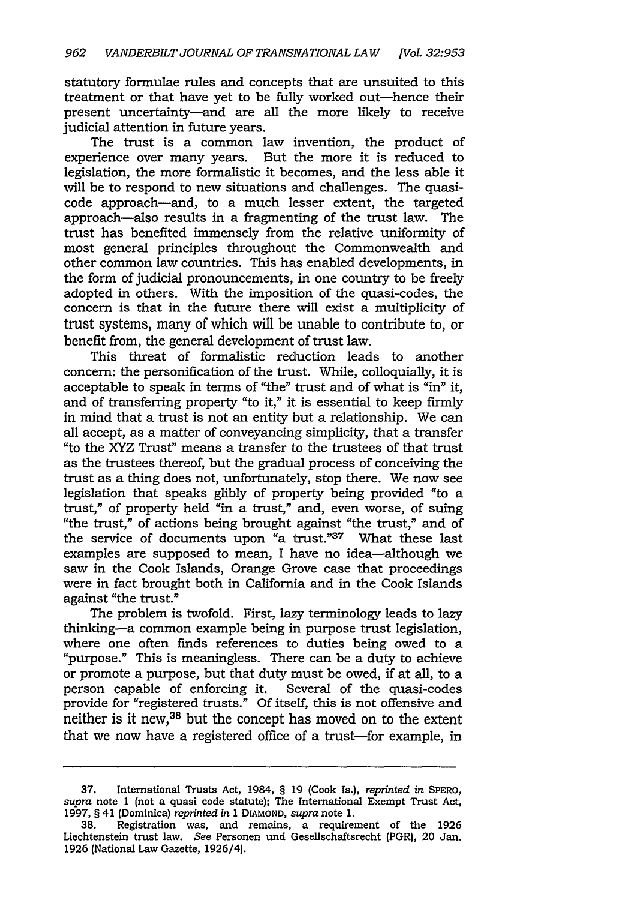statutory formulae rules and concepts that are unsuited to this treatment or that have yet to be fully worked out—hence their present uncertainty—and are all the more likely to receive judicial attention in future years.

The trust is a common law invention, the product of experience over many years. But the more it is reduced to legislation, the more formalistic it becomes, and the less able it will be to respond to new situations and challenges. The quasi-code approach—and, to a much lesser extent, the targeted approach—also results in a fragmenting of the trust law. The trust has benefited immensely from the relative uniformity of most general principles throughout the Commonwealth and other common law countries. This has enabled developments, in the form of judicial pronouncements, in one country to be freely adopted in others. With the imposition of the quasi-codes, the concern is that in the future there will exist a multiplicity of trust systems, many of which will be unable to contribute to, or benefit from, the general development of trust law.

This threat of formalistic reduction leads to another concern: the personification of the trust. While, colloquially, it is acceptable to speak in terms of "the" trust and of what is "in" it, and of transferring property "to it," it is essential to keep firmly in mind that a trust is not an entity but a relationship. We can all accept, as a matter of conveyancing simplicity, that a transfer "to the XYZ Trust" means a transfer to the trustees of that trust as the trustees thereof, but the gradual process of conceiving the trust as a thing does not, unfortunately, stop there. We now see legislation that speaks glibly of property being provided "to a trust," of property held "in a trust," and, even worse, of suing "the trust," of actions being brought against "the trust," and of the service of documents upon "a trust."[37] What these last examples are supposed to mean, I have no idea—although we saw in the Cook Islands, Orange Grove case that proceedings were in fact brought both in California and in the Cook Islands against "the trust."

The problem is twofold. First, lazy terminology leads to lazy thinking—a common example being in purpose trust legislation, where one often finds references to duties being owed to a "purpose." This is meaningless. There can be a duty to achieve or promote a purpose, but that duty must be owed, if at all, to a person capable of enforcing it. Several of the quasi-codes provide for "registered trusts." Of itself, this is not offensive and neither is it new,[38] but the concept has moved on to the extent that we now have a registered office of a trust—for example, in

---

37. International Trusts Act, 1984, § 19 (Cook Is.), *reprinted in* SPERO, *supra* note 1 (not a quasi code statute); The International Exempt Trust Act, 1997, § 41 (Dominica) *reprinted in* 1 DIAMOND, *supra* note 1.

38. Registration was, and remains, a requirement of the 1926 Liechtenstein trust law. *See* Personen und Gesellschaftsrecht (PGR), 20 Jan. 1926 (National Law Gazette, 1926/4).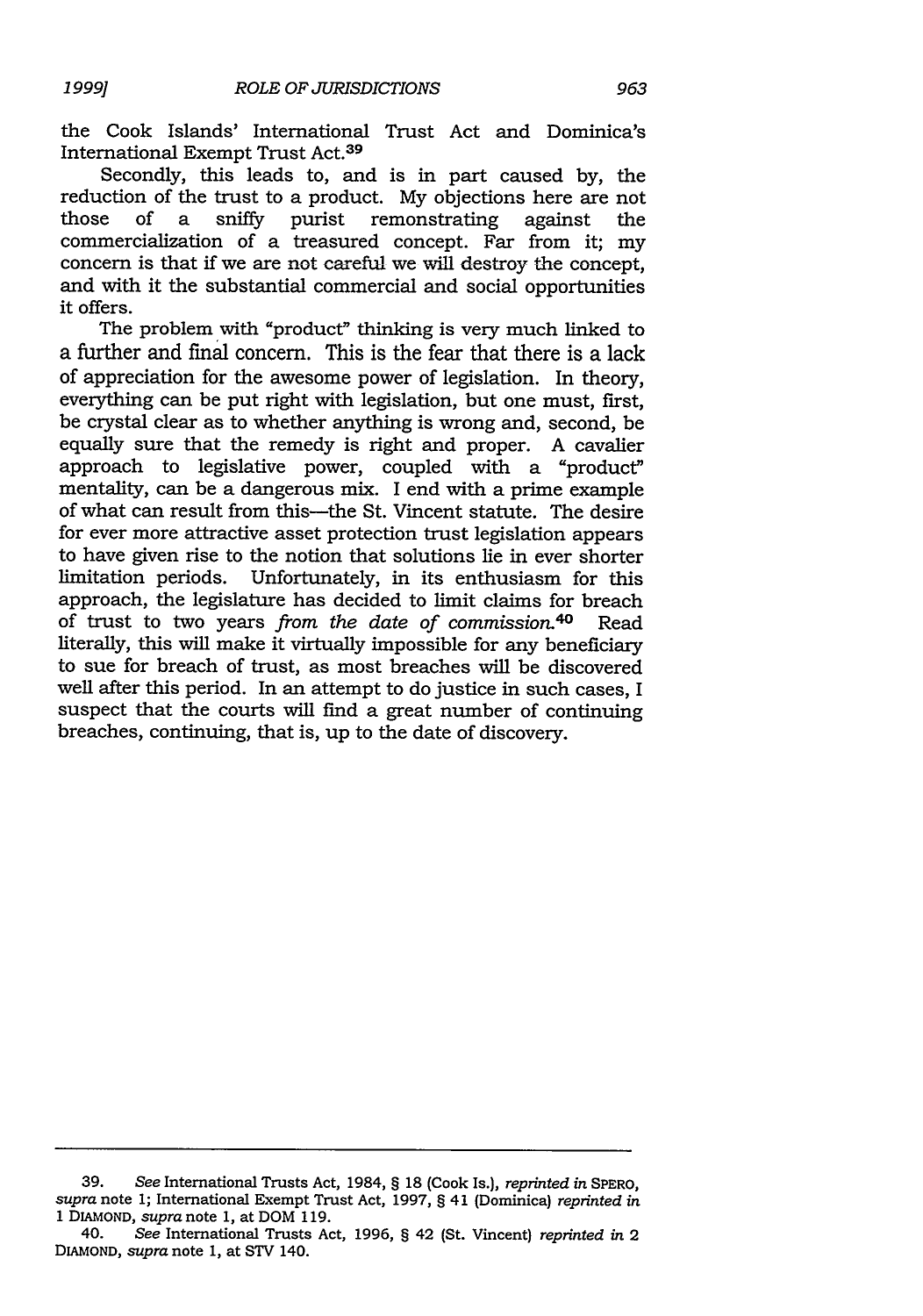the Cook Islands' International Trust Act and Dominica's International Exempt Trust Act.[39]

Secondly, this leads to, and is in part caused by, the reduction of the trust to a product. My objections here are not those of a sniffy purist remonstrating against the commercialization of a treasured concept. Far from it; my concern is that if we are not careful we will destroy the concept, and with it the substantial commercial and social opportunities it offers.

The problem with "product" thinking is very much linked to a further and final concern. This is the fear that there is a lack of appreciation for the awesome power of legislation. In theory, everything can be put right with legislation, but one must, first, be crystal clear as to whether anything is wrong and, second, be equally sure that the remedy is right and proper. A cavalier approach to legislative power, coupled with a "product" mentality, can be a dangerous mix. I end with a prime example of what can result from this—the St. Vincent statute. The desire for ever more attractive asset protection trust legislation appears to have given rise to the notion that solutions lie in ever shorter limitation periods. Unfortunately, in its enthusiasm for this approach, the legislature has decided to limit claims for breach of trust to two years *from the date of commission*.[40] Read literally, this will make it virtually impossible for any beneficiary to sue for breach of trust, as most breaches will be discovered well after this period. In an attempt to do justice in such cases, I suspect that the courts will find a great number of continuing breaches, continuing, that is, up to the date of discovery.

---

39. *See* International Trusts Act, 1984, § 18 (Cook Is.), *reprinted in* SPERO, *supra* note 1; International Exempt Trust Act, 1997, § 41 (Dominica) *reprinted in* 1 DIAMOND, *supra* note 1, at DOM 119.

40. *See* International Trusts Act, 1996, § 42 (St. Vincent) *reprinted in* 2 DIAMOND, *supra* note 1, at STV 140.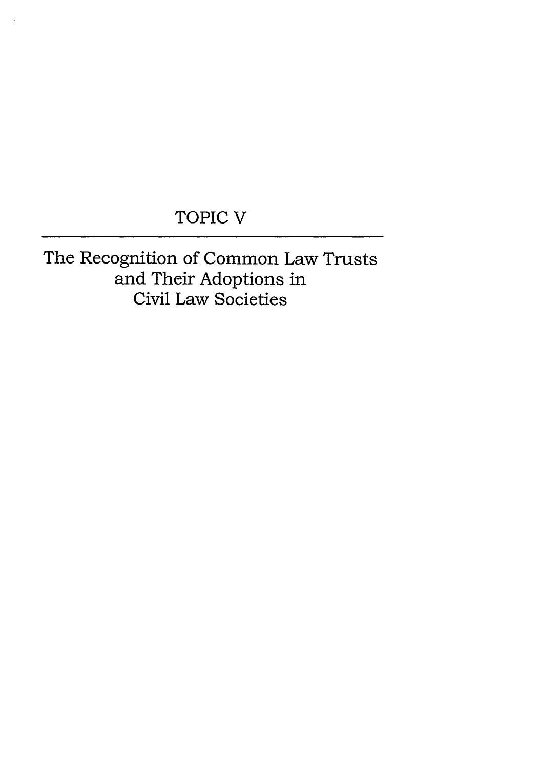# TOPIC V

## The Recognition of Common Law Trusts and Their Adoptions in Civil Law Societies